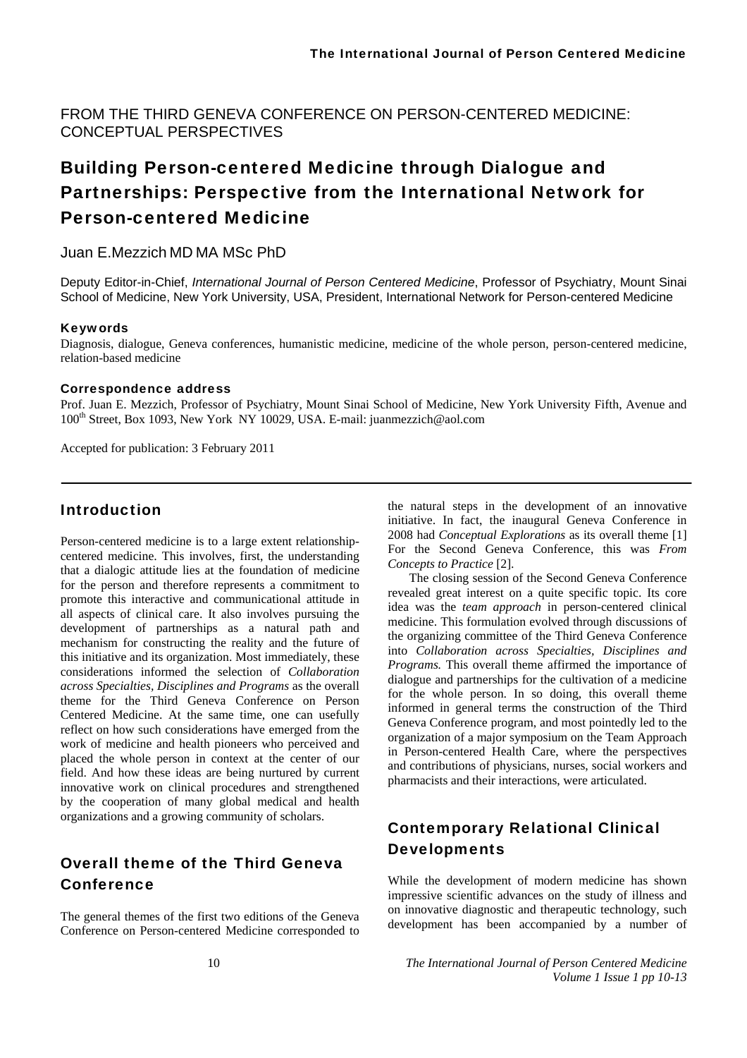FROM THE THIRD GENEVA CONFERENCE ON PERSON-CENTERED MEDICINE: CONCEPTUAL PERSPECTIVES

# Building Person-centered Medicine through Dialogue and Partnerships: Perspective from the International Network for Person-centered Medicine

Juan E.Mezzich MD MA MSc PhD

Deputy Editor-in-Chief, *International Journal of Person Centered Medicine*, Professor of Psychiatry, Mount Sinai School of Medicine, New York University, USA, President, International Network for Person-centered Medicine

### Keywords

Diagnosis, dialogue, Geneva conferences, humanistic medicine, medicine of the whole person, person-centered medicine, relation-based medicine

### Correspondence address

Prof. Juan E. Mezzich, Professor of Psychiatry, Mount Sinai School of Medicine, New York University Fifth, Avenue and 100th Street, Box 1093, New York NY 10029, USA. E-mail: juanmezzich@aol.com

Accepted for publication: 3 February 2011

## Introduction

Person-centered medicine is to a large extent relationship-centered medicine. This involves, first, the understanding that a dialogic attitude lies at the foundation of medicine for the person and therefore represents a commitment to promote this interactive and communicational attitude in all aspects of clinical care. It also involves pursuing the development of partnerships as a natural path and mechanism for constructing the reality and the future of this initiative and its organization. Most immediately, these considerations informed the selection of *Collaboration across Specialties, Disciplines and Programs* as the overall theme for the Third Geneva Conference on Person Centered Medicine. At the same time, one can usefully reflect on how such considerations have emerged from the work of medicine and health pioneers who perceived and placed the whole person in context at the center of our field. And how these ideas are being nurtured by current innovative work on clinical procedures and strengthened by the cooperation of many global medical and health organizations and a growing community of scholars.

## Overall theme of the Third Geneva Conference

The general themes of the first two editions of the Geneva Conference on Person-centered Medicine corresponded to the natural steps in the development of an innovative initiative. In fact, the inaugural Geneva Conference in 2008 had *Conceptual Explorations* as its overall theme [1] For the Second Geneva Conference, this was *From Concepts to Practice* [2].

The closing session of the Second Geneva Conference revealed great interest on a quite specific topic. Its core idea was the *team approach* in person-centered clinical medicine. This formulation evolved through discussions of the organizing committee of the Third Geneva Conference into *Collaboration across Specialties, Disciplines and Programs.* This overall theme affirmed the importance of dialogue and partnerships for the cultivation of a medicine for the whole person. In so doing, this overall theme informed in general terms the construction of the Third Geneva Conference program, and most pointedly led to the organization of a major symposium on the Team Approach in Person-centered Health Care, where the perspectives and contributions of physicians, nurses, social workers and pharmacists and their interactions, were articulated.

## Contemporary Relational Clinical Developments

While the development of modern medicine has shown impressive scientific advances on the study of illness and on innovative diagnostic and therapeutic technology, such development has been accompanied by a number of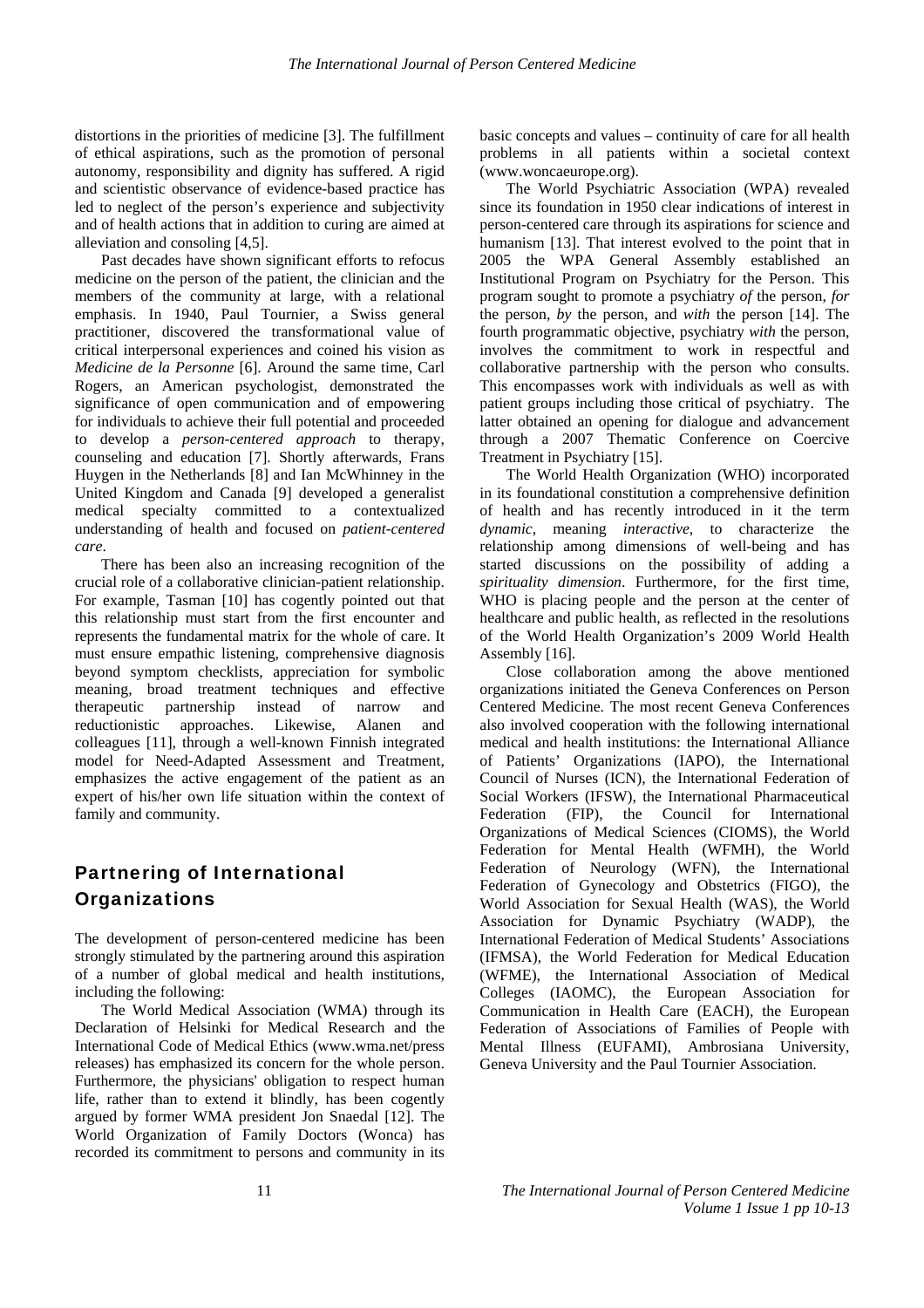distortions in the priorities of medicine [3]. The fulfillment of ethical aspirations, such as the promotion of personal autonomy, responsibility and dignity has suffered. A rigid and scientistic observance of evidence-based practice has led to neglect of the person's experience and subjectivity and of health actions that in addition to curing are aimed at alleviation and consoling [4,5].

Past decades have shown significant efforts to refocus medicine on the person of the patient, the clinician and the members of the community at large, with a relational emphasis. In 1940, Paul Tournier, a Swiss general practitioner, discovered the transformational value of critical interpersonal experiences and coined his vision as *Medicine de la Personne* [6]. Around the same time, Carl Rogers, an American psychologist, demonstrated the significance of open communication and of empowering for individuals to achieve their full potential and proceeded to develop a *person-centered approach* to therapy, counseling and education [7]. Shortly afterwards, Frans Huygen in the Netherlands [8] and Ian McWhinney in the United Kingdom and Canada [9] developed a generalist medical specialty committed to a contextualized understanding of health and focused on *patient-centered care*.

There has been also an increasing recognition of the crucial role of a collaborative clinician-patient relationship. For example, Tasman [10] has cogently pointed out that this relationship must start from the first encounter and represents the fundamental matrix for the whole of care. It must ensure empathic listening, comprehensive diagnosis beyond symptom checklists, appreciation for symbolic meaning, broad treatment techniques and effective therapeutic partnership instead of narrow and reductionistic approaches. Likewise, Alanen and colleagues [11], through a well-known Finnish integrated model for Need-Adapted Assessment and Treatment, emphasizes the active engagement of the patient as an expert of his/her own life situation within the context of family and community.

## Partnering of International Organizations

The development of person-centered medicine has been strongly stimulated by the partnering around this aspiration of a number of global medical and health institutions, including the following:

The World Medical Association (WMA) through its Declaration of Helsinki for Medical Research and the International Code of Medical Ethics (www.wma.net/press releases) has emphasized its concern for the whole person. Furthermore, the physicians' obligation to respect human life, rather than to extend it blindly, has been cogently argued by former WMA president Jon Snaedal [12]. The World Organization of Family Doctors (Wonca) has recorded its commitment to persons and community in its basic concepts and values – continuity of care for all health problems in all patients within a societal context (www.woncaeurope.org).

The World Psychiatric Association (WPA) revealed since its foundation in 1950 clear indications of interest in person-centered care through its aspirations for science and humanism [13]. That interest evolved to the point that in 2005 the WPA General Assembly established an Institutional Program on Psychiatry for the Person. This program sought to promote a psychiatry *of* the person, *for* the person, *by* the person, and *with* the person [14]. The fourth programmatic objective, psychiatry *with* the person, involves the commitment to work in respectful and collaborative partnership with the person who consults. This encompasses work with individuals as well as with patient groups including those critical of psychiatry. The latter obtained an opening for dialogue and advancement through a 2007 Thematic Conference on Coercive Treatment in Psychiatry [15].

The World Health Organization (WHO) incorporated in its foundational constitution a comprehensive definition of health and has recently introduced in it the term *dynamic*, meaning *interactive*, to characterize the relationship among dimensions of well-being and has started discussions on the possibility of adding a *spirituality dimension*. Furthermore, for the first time, WHO is placing people and the person at the center of healthcare and public health, as reflected in the resolutions of the World Health Organization's 2009 World Health Assembly [16].

Close collaboration among the above mentioned organizations initiated the Geneva Conferences on Person Centered Medicine. The most recent Geneva Conferences also involved cooperation with the following international medical and health institutions: the International Alliance of Patients' Organizations (IAPO), the International Council of Nurses (ICN), the International Federation of Social Workers (IFSW), the International Pharmaceutical Federation (FIP), the Council for International Organizations of Medical Sciences (CIOMS), the World Federation for Mental Health (WFMH), the World Federation of Neurology (WFN), the International Federation of Gynecology and Obstetrics (FIGO), the World Association for Sexual Health (WAS), the World Association for Dynamic Psychiatry (WADP), the International Federation of Medical Students' Associations (IFMSA), the World Federation for Medical Education (WFME), the International Association of Medical Colleges (IAOMC), the European Association for Communication in Health Care (EACH), the European Federation of Associations of Families of People with Mental Illness (EUFAMI), Ambrosiana University, Geneva University and the Paul Tournier Association.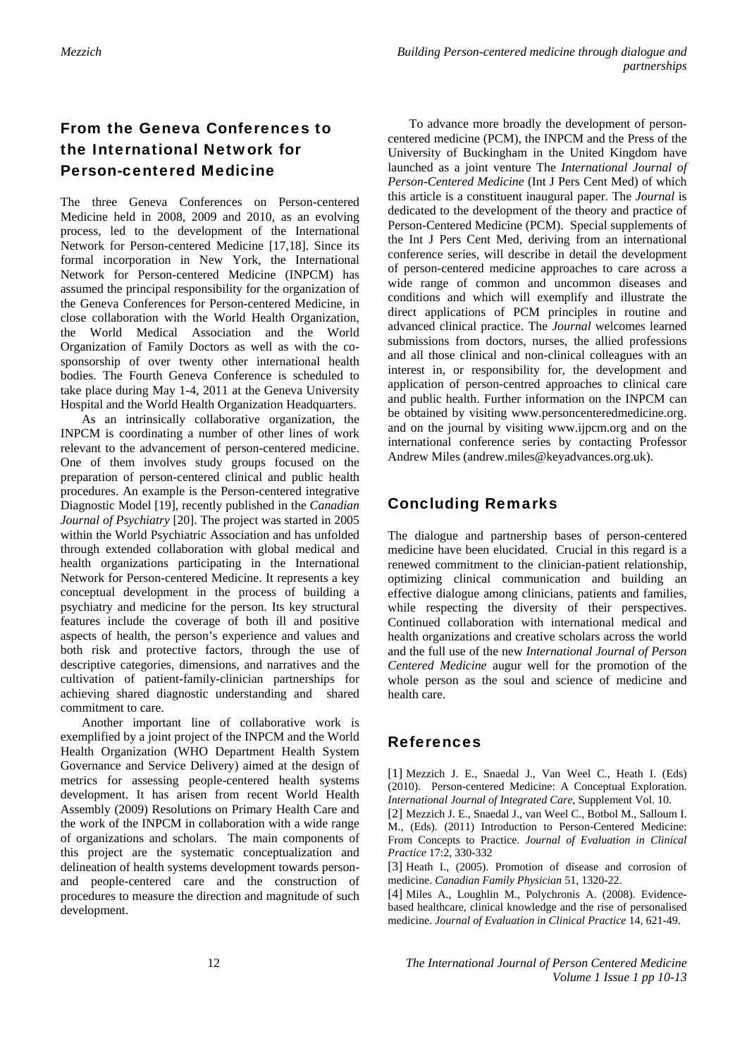## From the Geneva Conferences to the International Network for Person-centered Medicine

The three Geneva Conferences on Person-centered Medicine held in 2008, 2009 and 2010, as an evolving process, led to the development of the International Network for Person-centered Medicine [17,18]. Since its formal incorporation in New York, the International Network for Person-centered Medicine (INPCM) has assumed the principal responsibility for the organization of the Geneva Conferences for Person-centered Medicine, in close collaboration with the World Health Organization, the World Medical Association and the World Organization of Family Doctors as well as with the co-sponsorship of over twenty other international health bodies. The Fourth Geneva Conference is scheduled to take place during May 1-4, 2011 at the Geneva University Hospital and the World Health Organization Headquarters.

As an intrinsically collaborative organization, the INPCM is coordinating a number of other lines of work relevant to the advancement of person-centered medicine. One of them involves study groups focused on the preparation of person-centered clinical and public health procedures. An example is the Person-centered integrative Diagnostic Model [19], recently published in the *Canadian Journal of Psychiatry* [20]. The project was started in 2005 within the World Psychiatric Association and has unfolded through extended collaboration with global medical and health organizations participating in the International Network for Person-centered Medicine. It represents a key conceptual development in the process of building a psychiatry and medicine for the person. Its key structural features include the coverage of both ill and positive aspects of health, the person's experience and values and both risk and protective factors, through the use of descriptive categories, dimensions, and narratives and the cultivation of patient-family-clinician partnerships for achieving shared diagnostic understanding and shared commitment to care.

Another important line of collaborative work is exemplified by a joint project of the INPCM and the World Health Organization (WHO Department Health System Governance and Service Delivery) aimed at the design of metrics for assessing people-centered health systems development. It has arisen from recent World Health Assembly (2009) Resolutions on Primary Health Care and the work of the INPCM in collaboration with a wide range of organizations and scholars. The main components of this project are the systematic conceptualization and delineation of health systems development towards person- and people-centered care and the construction of procedures to measure the direction and magnitude of such development.

To advance more broadly the development of person-centered medicine (PCM), the INPCM and the Press of the University of Buckingham in the United Kingdom have launched as a joint venture The *International Journal of Person-Centered Medicine* (Int J Pers Cent Med) of which this article is a constituent inaugural paper. The *Journal* is dedicated to the development of the theory and practice of Person-Centered Medicine (PCM). Special supplements of the Int J Pers Cent Med, deriving from an international conference series, will describe in detail the development of person-centered medicine approaches to care across a wide range of common and uncommon diseases and conditions and which will exemplify and illustrate the direct applications of PCM principles in routine and advanced clinical practice. The *Journal* welcomes learned submissions from doctors, nurses, the allied professions and all those clinical and non-clinical colleagues with an interest in, or responsibility for, the development and application of person-centred approaches to clinical care and public health. Further information on the INPCM can be obtained by visiting www.personcenteredmedicine.org. and on the journal by visiting www.ijpcm.org and on the international conference series by contacting Professor Andrew Miles (andrew.miles@keyadvances.org.uk).

## Concluding Remarks

The dialogue and partnership bases of person-centered medicine have been elucidated. Crucial in this regard is a renewed commitment to the clinician-patient relationship, optimizing clinical communication and building an effective dialogue among clinicians, patients and families, while respecting the diversity of their perspectives. Continued collaboration with international medical and health organizations and creative scholars across the world and the full use of the new *International Journal of Person Centered Medicine* augur well for the promotion of the whole person as the soul and science of medicine and health care.

## References

[1] Mezzich J. E., Snaedal J., Van Weel C., Heath I. (Eds) (2010). Person-centered Medicine: A Conceptual Exploration. *International Journal of Integrated Care*, Supplement Vol. 10.

[2] Mezzich J. E., Snaedal J., van Weel C., Botbol M., Salloum I. M., (Eds). (2011) Introduction to Person-Centered Medicine: From Concepts to Practice. *Journal of Evaluation in Clinical Practice* 17:2, 330-332

[3] Heath I., (2005). Promotion of disease and corrosion of medicine. *Canadian Family Physician* 51, 1320-22.

[4] Miles A., Loughlin M., Polychronis A. (2008). Evidence-based healthcare, clinical knowledge and the rise of personalised medicine. *Journal of Evaluation in Clinical Practice* 14, 621-49.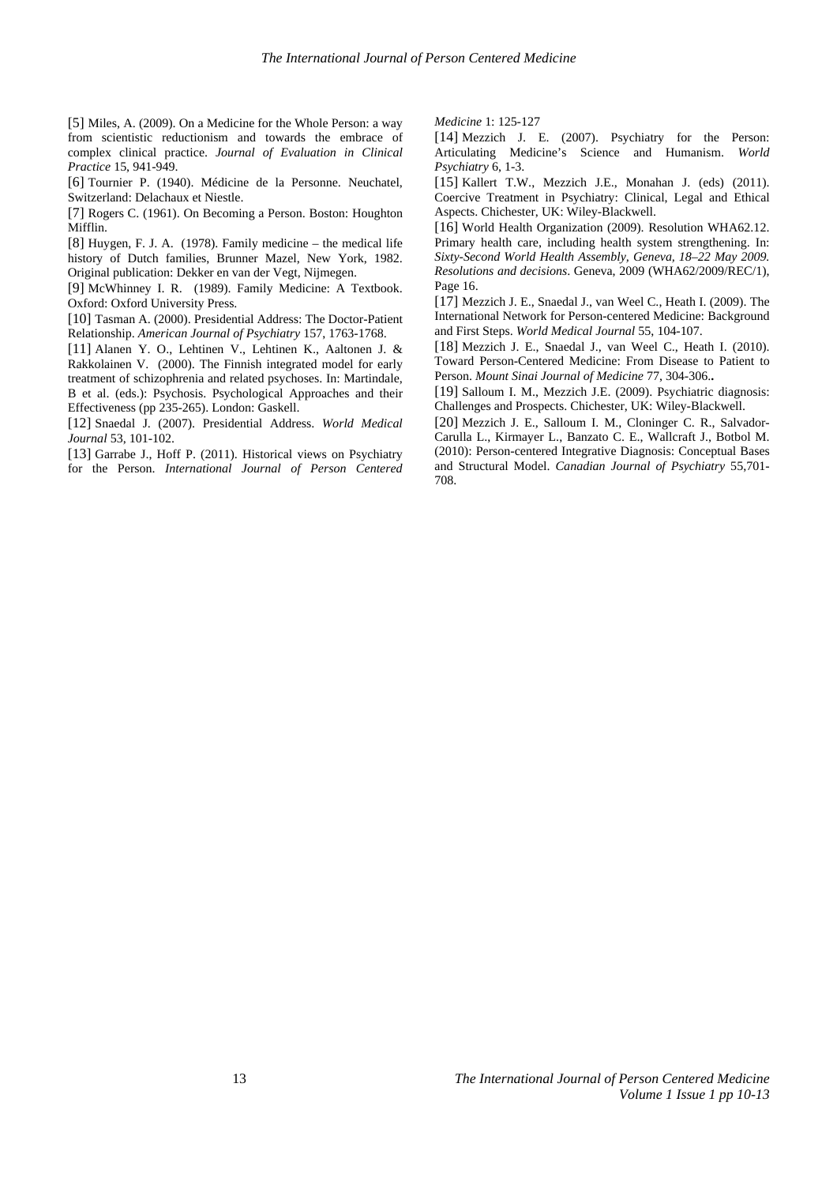[5] Miles, A. (2009). On a Medicine for the Whole Person: a way from scientistic reductionism and towards the embrace of complex clinical practice. *Journal of Evaluation in Clinical Practice* 15, 941-949.

[6] Tournier P. (1940). Médicine de la Personne. Neuchatel, Switzerland: Delachaux et Niestle.

[7] Rogers C. (1961). On Becoming a Person. Boston: Houghton Mifflin.

[8] Huygen, F. J. A. (1978). Family medicine – the medical life history of Dutch families, Brunner Mazel, New York, 1982. Original publication: Dekker en van der Vegt, Nijmegen.

[9] McWhinney I. R. (1989). Family Medicine: A Textbook. Oxford: Oxford University Press.

[10] Tasman A. (2000). Presidential Address: The Doctor-Patient Relationship. *American Journal of Psychiatry* 157, 1763-1768.

[11] Alanen Y. O., Lehtinen V., Lehtinen K., Aaltonen J. & Rakkolainen V. (2000). The Finnish integrated model for early treatment of schizophrenia and related psychoses. In: Martindale, B et al. (eds.): Psychosis. Psychological Approaches and their Effectiveness (pp 235-265). London: Gaskell.

[12] Snaedal J. (2007). Presidential Address. *World Medical Journal* 53, 101-102.

[13] Garrabe J., Hoff P. (2011). Historical views on Psychiatry for the Person. *International Journal of Person Centered Medicine* 1: 125-127

[14] Mezzich J. E. (2007). Psychiatry for the Person: Articulating Medicine's Science and Humanism. *World Psychiatry* 6, 1-3.

[15] Kallert T.W., Mezzich J.E., Monahan J. (eds) (2011). Coercive Treatment in Psychiatry: Clinical, Legal and Ethical Aspects. Chichester, UK: Wiley-Blackwell.

[16] World Health Organization (2009). Resolution WHA62.12. Primary health care, including health system strengthening. In: *Sixty-Second World Health Assembly, Geneva, 18–22 May 2009. Resolutions and decisions*. Geneva, 2009 (WHA62/2009/REC/1), Page 16.

[17] Mezzich J. E., Snaedal J., van Weel C., Heath I. (2009). The International Network for Person-centered Medicine: Background and First Steps. *World Medical Journal* 55, 104-107.

[18] Mezzich J. E., Snaedal J., van Weel C., Heath I. (2010). Toward Person-Centered Medicine: From Disease to Patient to Person. *Mount Sinai Journal of Medicine* 77, 304-306**.**

[19] Salloum I. M., Mezzich J.E. (2009). Psychiatric diagnosis: Challenges and Prospects. Chichester, UK: Wiley-Blackwell.

[20] Mezzich J. E., Salloum I. M., Cloninger C. R., Salvador-Carulla L., Kirmayer L., Banzato C. E., Wallcraft J., Botbol M. (2010): Person-centered Integrative Diagnosis: Conceptual Bases and Structural Model. *Canadian Journal of Psychiatry* 55,701-708.